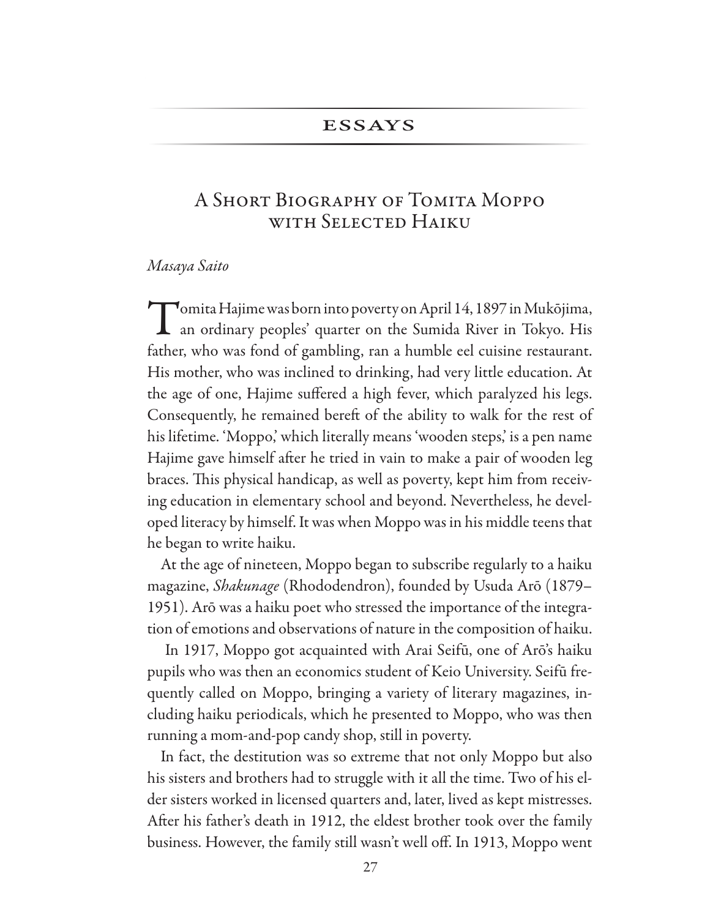## ESSAYS

# A Short Biography of Tomita Moppo with Selected Haiku

*Masaya Saito*

Tomita Hajime was born into poverty on April 14, 1897 in Mukōjima, an ordinary peoples' quarter on the Sumida River in Tokyo. His father, who was fond of gambling, ran a humble eel cuisine restaurant. His mother, who was inclined to drinking, had very little education. At the age of one, Hajime suffered a high fever, which paralyzed his legs. Consequently, he remained bereft of the ability to walk for the rest of his lifetime. 'Moppo,' which literally means 'wooden steps,' is a pen name Hajime gave himself after he tried in vain to make a pair of wooden leg braces. This physical handicap, as well as poverty, kept him from receiving education in elementary school and beyond. Nevertheless, he developed literacy by himself. It was when Moppo was in his middle teens that he began to write haiku.

At the age of nineteen, Moppo began to subscribe regularly to a haiku magazine, *Shakunage* (Rhododendron), founded by Usuda Arō (1879–1951). Arō was a haiku poet who stressed the importance of the integration of emotions and observations of nature in the composition of haiku.

In 1917, Moppo got acquainted with Arai Seifū, one of Arō's haiku pupils who was then an economics student of Keio University. Seifū frequently called on Moppo, bringing a variety of literary magazines, including haiku periodicals, which he presented to Moppo, who was then running a mom-and-pop candy shop, still in poverty.

In fact, the destitution was so extreme that not only Moppo but also his sisters and brothers had to struggle with it all the time. Two of his elder sisters worked in licensed quarters and, later, lived as kept mistresses. After his father's death in 1912, the eldest brother took over the family business. However, the family still wasn't well off. In 1913, Moppo went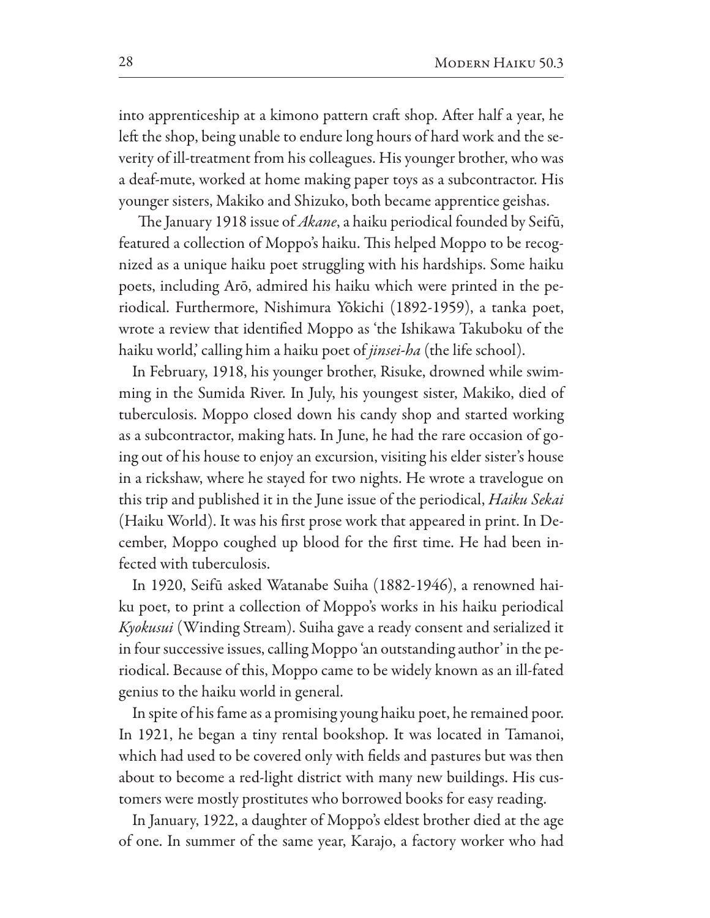into apprenticeship at a kimono pattern craft shop. After half a year, he left the shop, being unable to endure long hours of hard work and the severity of ill-treatment from his colleagues. His younger brother, who was a deaf-mute, worked at home making paper toys as a subcontractor. His younger sisters, Makiko and Shizuko, both became apprentice geishas.

The January 1918 issue of *Akane*, a haiku periodical founded by Seifū, featured a collection of Moppo's haiku. This helped Moppo to be recognized as a unique haiku poet struggling with his hardships. Some haiku poets, including Arō, admired his haiku which were printed in the periodical. Furthermore, Nishimura Yōkichi (1892-1959), a tanka poet, wrote a review that identified Moppo as 'the Ishikawa Takuboku of the haiku world,' calling him a haiku poet of *jinsei-ha* (the life school).

In February, 1918, his younger brother, Risuke, drowned while swimming in the Sumida River. In July, his youngest sister, Makiko, died of tuberculosis. Moppo closed down his candy shop and started working as a subcontractor, making hats. In June, he had the rare occasion of going out of his house to enjoy an excursion, visiting his elder sister's house in a rickshaw, where he stayed for two nights. He wrote a travelogue on this trip and published it in the June issue of the periodical, *Haiku Sekai* (Haiku World). It was his first prose work that appeared in print. In December, Moppo coughed up blood for the first time. He had been infected with tuberculosis.

In 1920, Seifū asked Watanabe Suiha (1882-1946), a renowned haiku poet, to print a collection of Moppo's works in his haiku periodical *Kyokusui* (Winding Stream). Suiha gave a ready consent and serialized it in four successive issues, calling Moppo 'an outstanding author' in the periodical. Because of this, Moppo came to be widely known as an ill-fated genius to the haiku world in general.

In spite of his fame as a promising young haiku poet, he remained poor. In 1921, he began a tiny rental bookshop. It was located in Tamanoi, which had used to be covered only with fields and pastures but was then about to become a red-light district with many new buildings. His customers were mostly prostitutes who borrowed books for easy reading.

In January, 1922, a daughter of Moppo's eldest brother died at the age of one. In summer of the same year, Karajo, a factory worker who had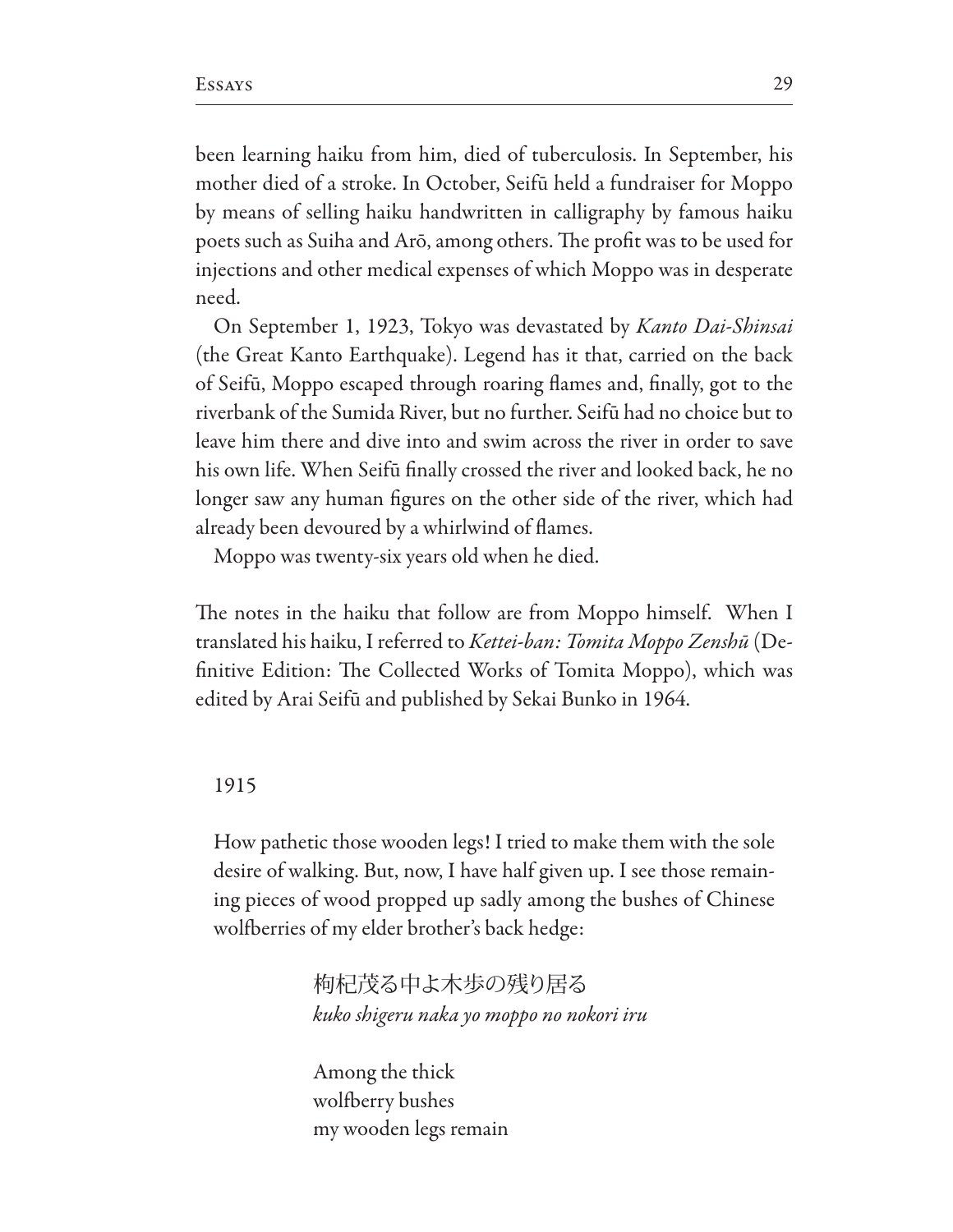been learning haiku from him, died of tuberculosis. In September, his mother died of a stroke. In October, Seifū held a fundraiser for Moppo by means of selling haiku handwritten in calligraphy by famous haiku poets such as Suiha and Arō, among others. The profit was to be used for injections and other medical expenses of which Moppo was in desperate need.

On September 1, 1923, Tokyo was devastated by *Kanto Dai-Shinsai* (the Great Kanto Earthquake). Legend has it that, carried on the back of Seifū, Moppo escaped through roaring flames and, finally, got to the riverbank of the Sumida River, but no further. Seifū had no choice but to leave him there and dive into and swim across the river in order to save his own life. When Seifū finally crossed the river and looked back, he no longer saw any human figures on the other side of the river, which had already been devoured by a whirlwind of flames.

Moppo was twenty-six years old when he died.

The notes in the haiku that follow are from Moppo himself. When I translated his haiku, I referred to *Kettei-ban: Tomita Moppo Zenshū* (Definitive Edition: The Collected Works of Tomita Moppo), which was edited by Arai Seifū and published by Sekai Bunko in 1964.

1915

How pathetic those wooden legs! I tried to make them with the sole desire of walking. But, now, I have half given up. I see those remaining pieces of wood propped up sadly among the bushes of Chinese wolfberries of my elder brother's back hedge:

> 枸杞茂る中よ木歩の残り居る
> *kuko shigeru naka yo moppo no nokori iru*
>
> Among the thick
> wolfberry bushes
> my wooden legs remain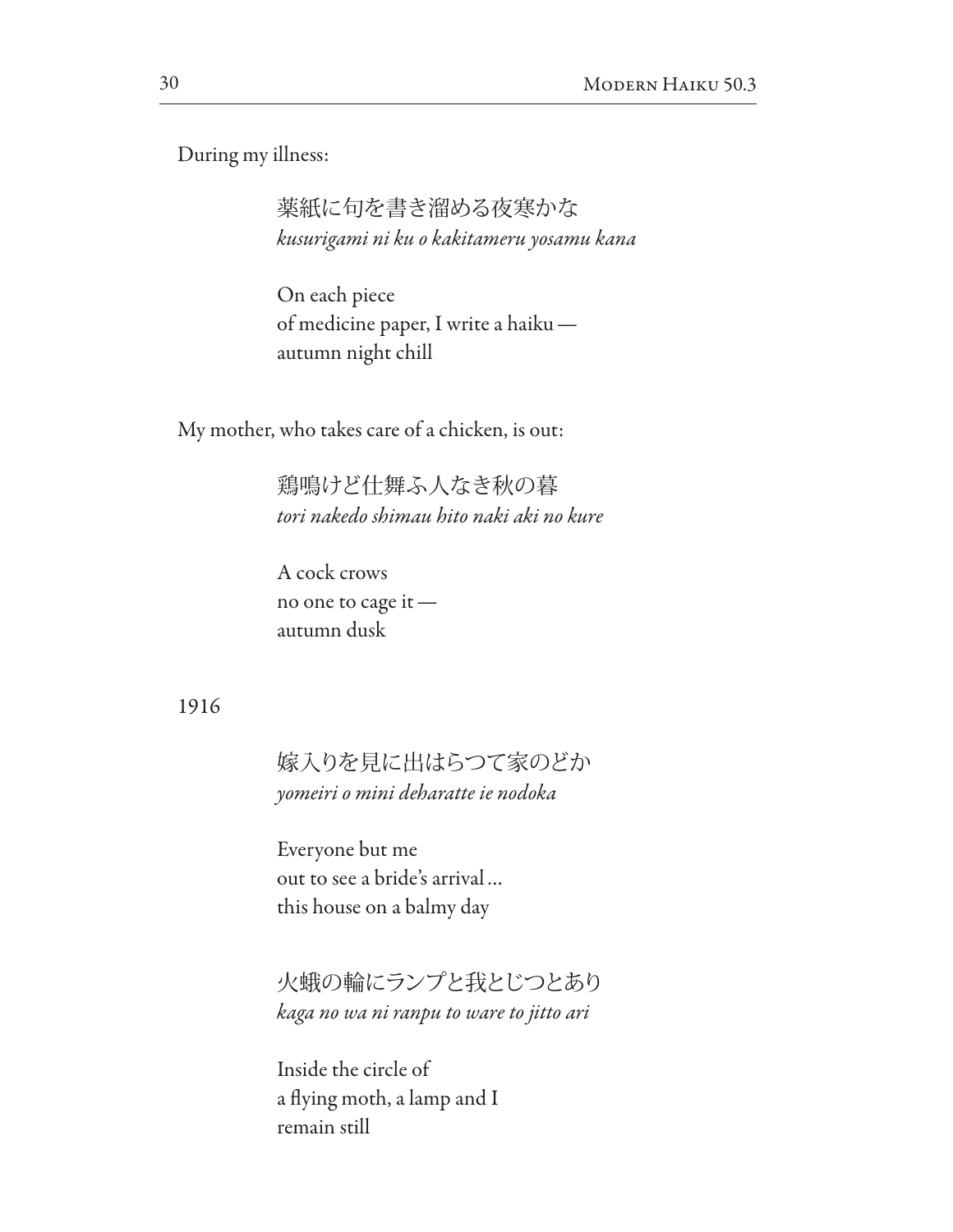During my illness:

> 薬紙に句を書き溜める夜寒かな
> *kusurigami ni ku o kakitameru yosamu kana*
>
> On each piece
> of medicine paper, I write a haiku —
> autumn night chill

My mother, who takes care of a chicken, is out:

> 鶏鳴けど仕舞ふ人なき秋の暮
> *tori nakedo shimau hito naki aki no kure*
>
> A cock crows
> no one to cage it —
> autumn dusk

1916

> 嫁入りを見に出はらつて家のどか
> *yomeiri o mini deharatte ie nodoka*
>
> Everyone but me
> out to see a bride's arrival …
> this house on a balmy day

> 火蛾の輪にランプと我とじつとあり
> *kaga no wa ni ranpu to ware to jitto ari*
>
> Inside the circle of
> a flying moth, a lamp and I
> remain still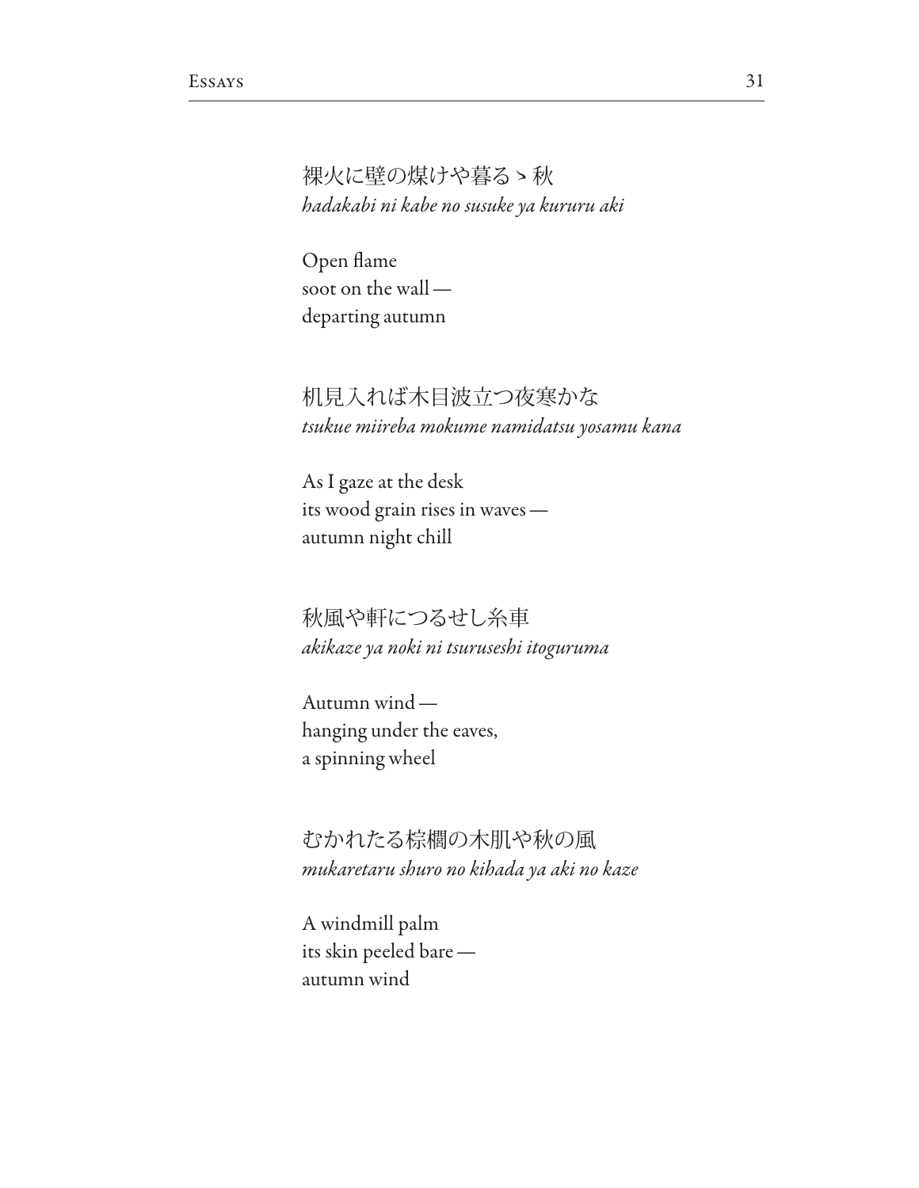裸火に壁の煤けや暮るゝ秋
*hadakabi ni kabe no susuke ya kururu aki*

Open flame
soot on the wall —
departing autumn

机見入れば木目波立つ夜寒かな
*tsukue miireba mokume namidatsu yosamu kana*

As I gaze at the desk
its wood grain rises in waves —
autumn night chill

秋風や軒につるせし糸車
*akikaze ya noki ni tsuruseshi itoguruma*

Autumn wind —
hanging under the eaves,
a spinning wheel

むかれたる棕櫚の木肌や秋の風
*mukaretaru shuro no kihada ya aki no kaze*

A windmill palm
its skin peeled bare —
autumn wind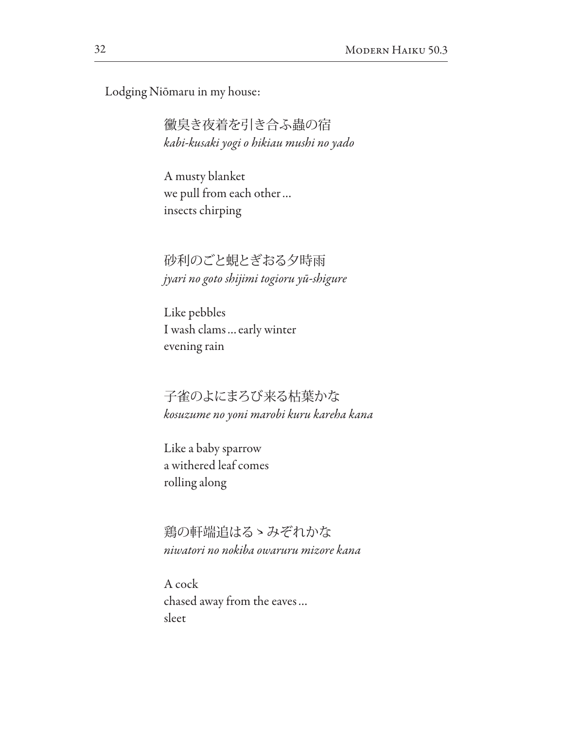Lodging Niōmaru in my house:

徽臭き夜着を引き合ふ蟲の宿
*kabi-kusaki yogi o hikiau mushi no yado*

A musty blanket  
we pull from each other …  
insects chirping

砂利のごと蜆とぎおる夕時雨
*jyari no goto shijimi togioru yū-shigure*

Like pebbles  
I wash clams … early winter  
evening rain

子雀のよにまろび来る枯葉かな
*kosuzume no yoni marobi kuru kareha kana*

Like a baby sparrow  
a withered leaf comes  
rolling along

鶏の軒端追はるゝみぞれかな
*niwatori no nokiba owaruru mizore kana*

A cock  
chased away from the eaves …  
sleet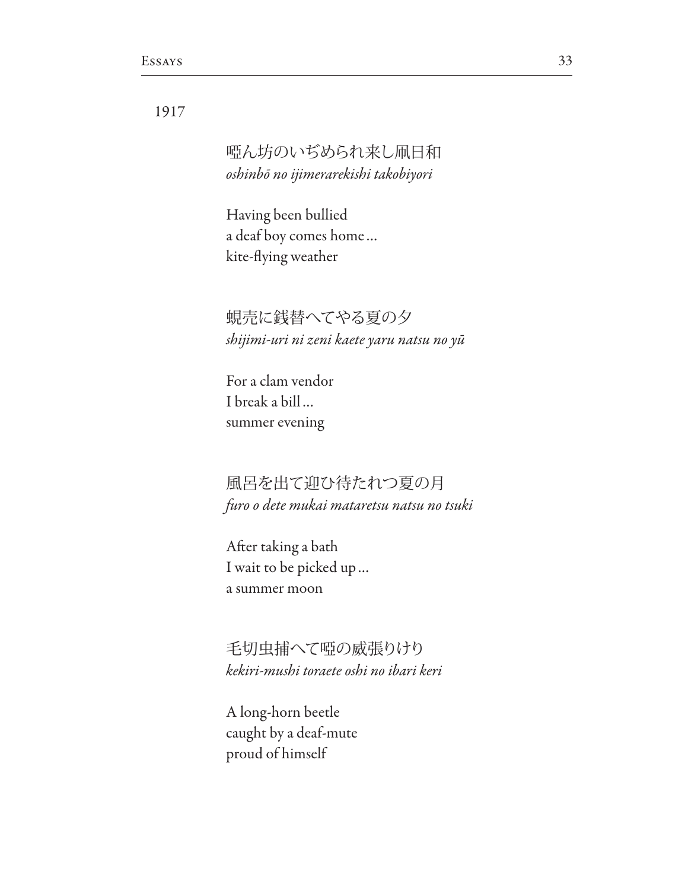1917

啞ん坊のいぢめられ来し凧日和
*oshinbō no ijimerarekishi takobiyori*

Having been bullied
a deaf boy comes home …
kite-flying weather

蜆売に銭替へてやる夏の夕
*shijimi-uri ni zeni kaete yaru natsu no yū*

For a clam vendor
I break a bill …
summer evening

風呂を出て迎ひ待たれつ夏の月
*furo o dete mukai mataretsu natsu no tsuki*

After taking a bath
I wait to be picked up …
a summer moon

毛切虫捕へて啞の威張りけり
*kekiri-mushi toraete oshi no ibari keri*

A long-horn beetle
caught by a deaf-mute
proud of himself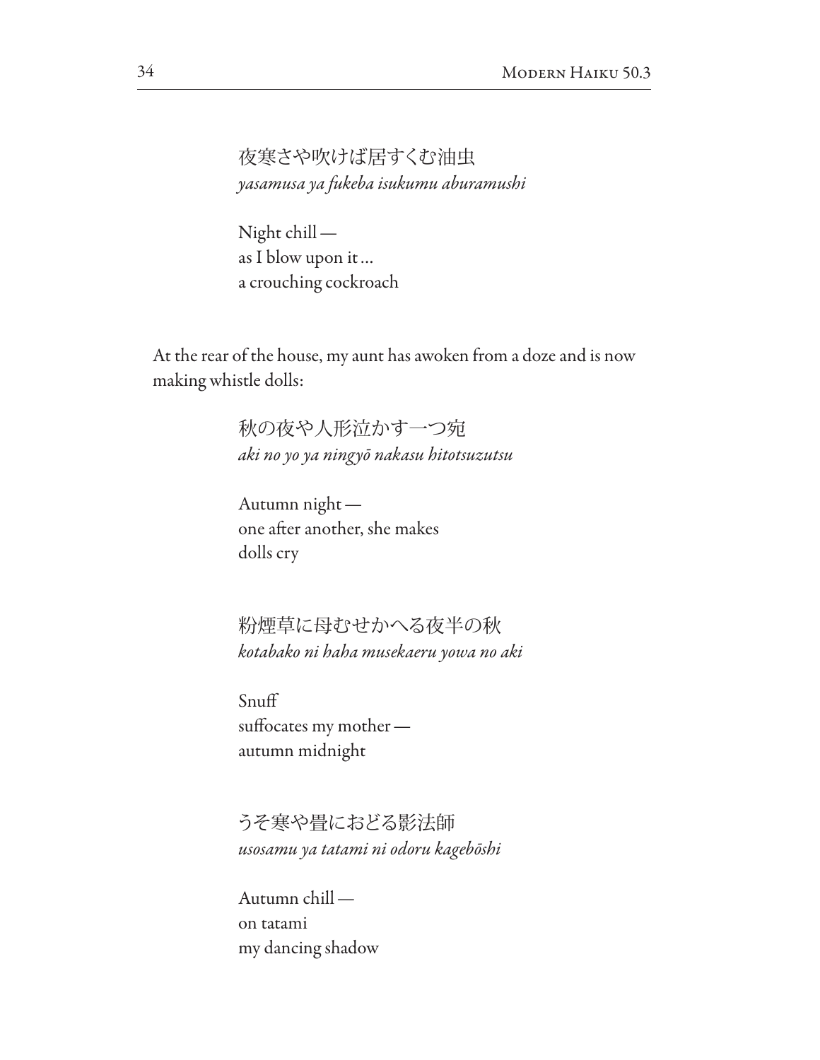夜寒さや吹けば居すくむ油虫
*yasamusa ya fukeba isukumu aburamushi*

Night chill —
as I blow upon it …
a crouching cockroach

At the rear of the house, my aunt has awoken from a doze and is now making whistle dolls:

秋の夜や人形泣かす一つ宛
*aki no yo ya ningyō nakasu hitotsuzutsu*

Autumn night —
one after another, she makes
dolls cry

粉煙草に母むせかへる夜半の秋
*kotabako ni haha musekaeru yowa no aki*

Snuff
suffocates my mother —
autumn midnight

うそ寒や畳におどる影法師
*usosamu ya tatami ni odoru kagebōshi*

Autumn chill —
on tatami
my dancing shadow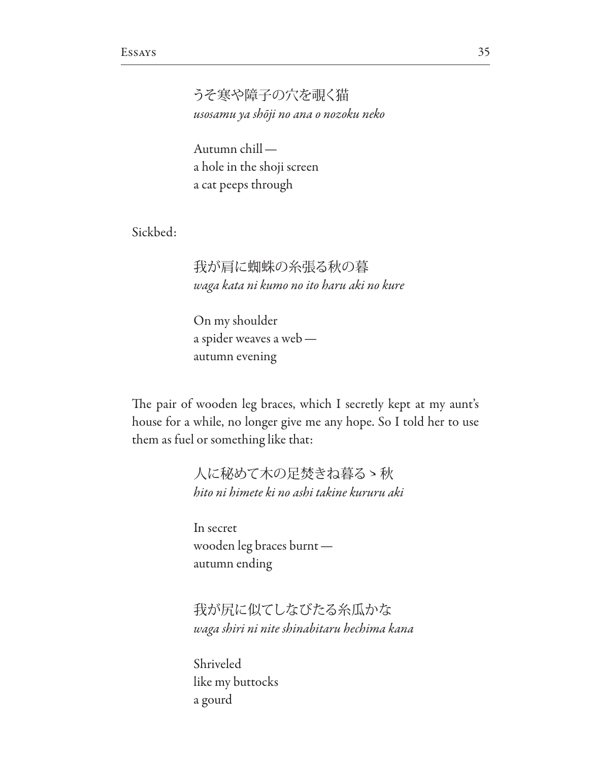うそ寒や障子の穴を覗く猫
*usosamu ya shōji no ana o nozoku neko*

Autumn chill —
a hole in the shoji screen
a cat peeps through

Sickbed:

我が肩に蜘蛛の糸張る秋の暮
*waga kata ni kumo no ito haru aki no kure*

On my shoulder
a spider weaves a web —
autumn evening

The pair of wooden leg braces, which I secretly kept at my aunt's house for a while, no longer give me any hope. So I told her to use them as fuel or something like that:

人に秘めて木の足焚きね暮るゝ秋
*hito ni himete ki no ashi takine kururu aki*

In secret
wooden leg braces burnt —
autumn ending

我が尻に似てしなびたる糸瓜かな
*waga shiri ni nite shinabitaru hechima kana*

Shriveled
like my buttocks
a gourd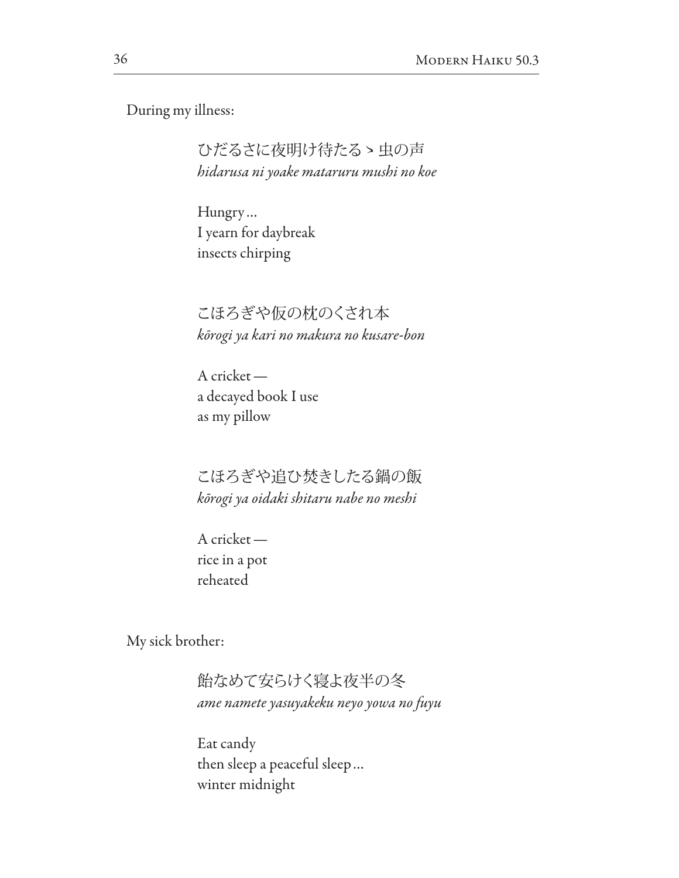During my illness:

ひだるさに夜明け待たるゝ虫の声
*hidarusa ni yoake mataruru mushi no koe*

Hungry…
I yearn for daybreak
insects chirping

こほろぎや仮の枕のくされ本
*kōrogi ya kari no makura no kusare-bon*

A cricket —
a decayed book I use
as my pillow

こほろぎや追ひ焚きしたる鍋の飯
*kōrogi ya oidaki shitaru nabe no meshi*

A cricket —
rice in a pot
reheated

My sick brother:

飴なめて安らけく寝よ夜半の冬
*ame namete yasuyakeku neyo yowa no fuyu*

Eat candy
then sleep a peaceful sleep…
winter midnight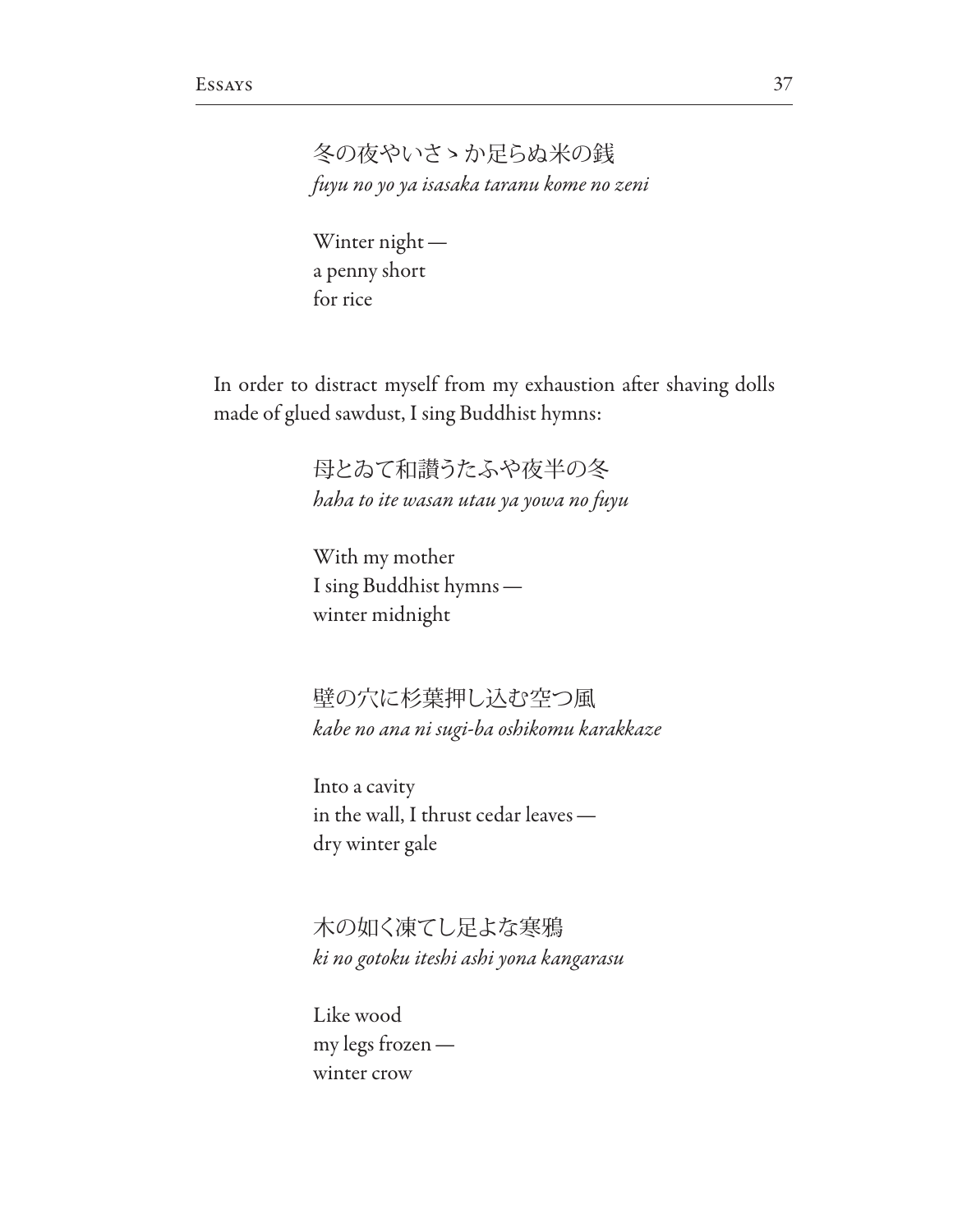冬の夜やいさゝか足らぬ米の銭
*fuyu no yo ya isasaka taranu kome no zeni*

Winter night —
a penny short
for rice

In order to distract myself from my exhaustion after shaving dolls made of glued sawdust, I sing Buddhist hymns:

母とゐて和讃うたふや夜半の冬
*haha to ite wasan utau ya yowa no fuyu*

With my mother
I sing Buddhist hymns —
winter midnight

壁の穴に杉葉押し込む空つ風
*kabe no ana ni sugi-ba oshikomu karakkaze*

Into a cavity
in the wall, I thrust cedar leaves —
dry winter gale

木の如く凍てし足よな寒鴉
*ki no gotoku iteshi ashi yona kangarasu*

Like wood
my legs frozen —
winter crow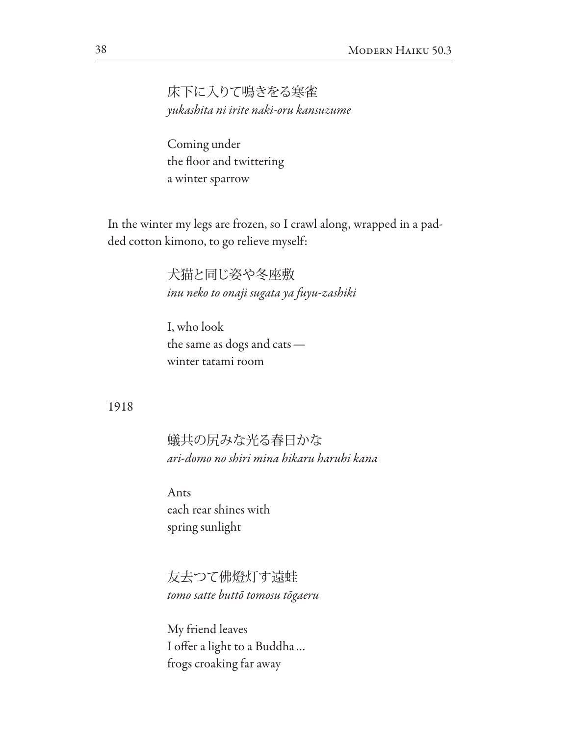床下に入りて鳴きをる寒雀
*yukashita ni irite naki-oru kansuzume*

Coming under
the floor and twittering
a winter sparrow

In the winter my legs are frozen, so I crawl along, wrapped in a padded cotton kimono, to go relieve myself:

犬猫と同じ姿や冬座敷
*inu neko to onaji sugata ya fuyu-zashiki*

I, who look
the same as dogs and cats —
winter tatami room

1918

蟻共の尻みな光る春日かな
*ari-domo no shiri mina hikaru haruhi kana*

Ants
each rear shines with
spring sunlight

友去つて佛燈灯す遠蛙
*tomo satte buttō tomosu tōgaeru*

My friend leaves
I offer a light to a Buddha …
frogs croaking far away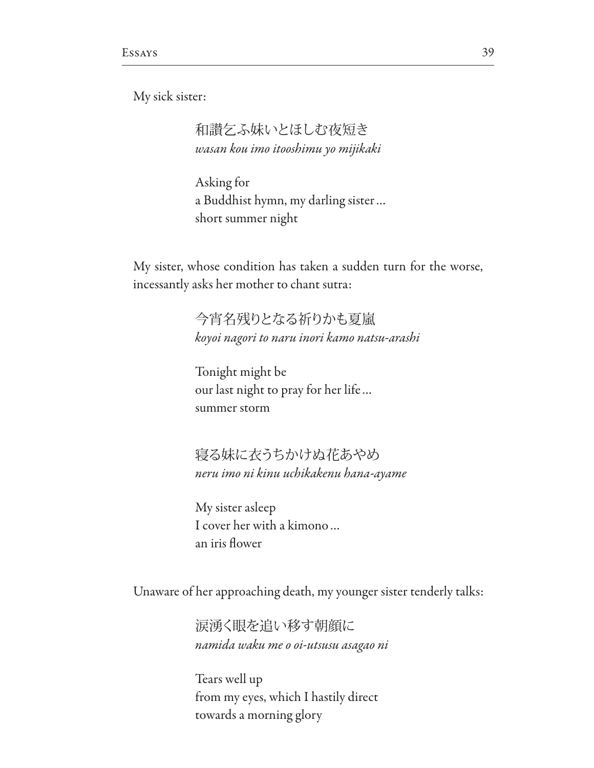My sick sister:

> 和讃乞ふ妹いとほしむ夜短き
> *wasan kou imo itooshimu yo mijikaki*
>
> Asking for
> a Buddhist hymn, my darling sister…
> short summer night

My sister, whose condition has taken a sudden turn for the worse, incessantly asks her mother to chant sutra:

> 今宵名残りとなる祈りかも夏嵐
> *koyoi nagori to naru inori kamo natsu-arashi*
>
> Tonight might be
> our last night to pray for her life…
> summer storm

> 寝る妹に衣うちかけぬ花あやめ
> *neru imo ni kinu uchikakenu hana-ayame*
>
> My sister asleep
> I cover her with a kimono…
> an iris flower

Unaware of her approaching death, my younger sister tenderly talks:

> 涙湧く眼を追い移す朝顔に
> *namida waku me o oi-utsusu asagao ni*
>
> Tears well up
> from my eyes, which I hastily direct
> towards a morning glory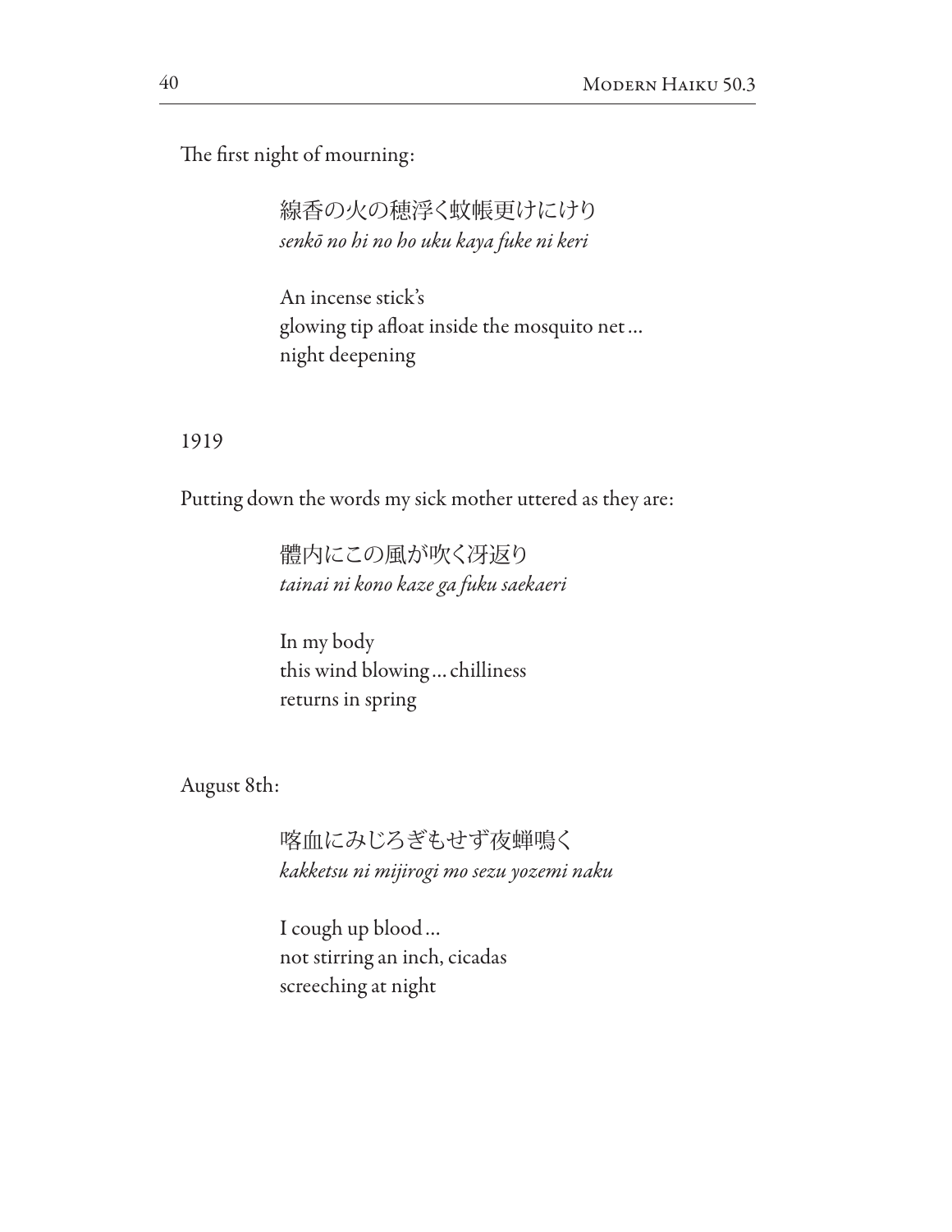The first night of mourning:

> 線香の火の穂浮く蚊帳更けにけり
> *senkō no hi no ho uku kaya fuke ni keri*
>
> An incense stick's
> glowing tip afloat inside the mosquito net …
> night deepening

1919

Putting down the words my sick mother uttered as they are:

> 體内にこの風が吹く冴返り
> *tainai ni kono kaze ga fuku saekaeri*
>
> In my body
> this wind blowing … chilliness
> returns in spring

August 8th:

> 喀血にみじろぎもせず夜蝉鳴く
> *kakketsu ni mijirogi mo sezu yozemi naku*
>
> I cough up blood …
> not stirring an inch, cicadas
> screeching at night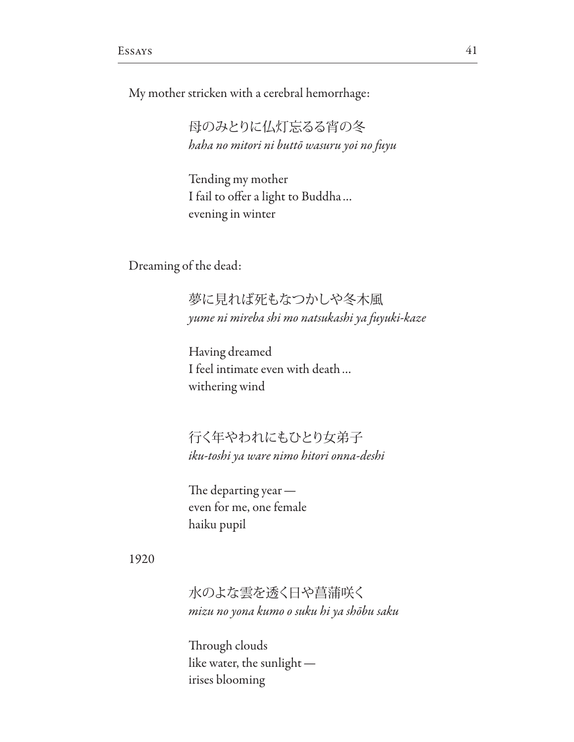My mother stricken with a cerebral hemorrhage:

> 母のみとりに仏灯忘るる宵の冬
> *haha no mitori ni buttō wasuru yoi no fuyu*
>
> Tending my mother
> I fail to offer a light to Buddha …
> evening in winter

Dreaming of the dead:

> 夢に見れば死もなつかしや冬木風
> *yume ni mireba shi mo natsukashi ya fuyuki-kaze*
>
> Having dreamed
> I feel intimate even with death …
> withering wind

> 行く年やわれにもひとり女弟子
> *iku-toshi ya ware nimo hitori onna-deshi*
>
> The departing year —
> even for me, one female
> haiku pupil

1920

> 水のよな雲を透く日や菖蒲咲く
> *mizu no yona kumo o suku hi ya shōbu saku*
>
> Through clouds
> like water, the sunlight —
> irises blooming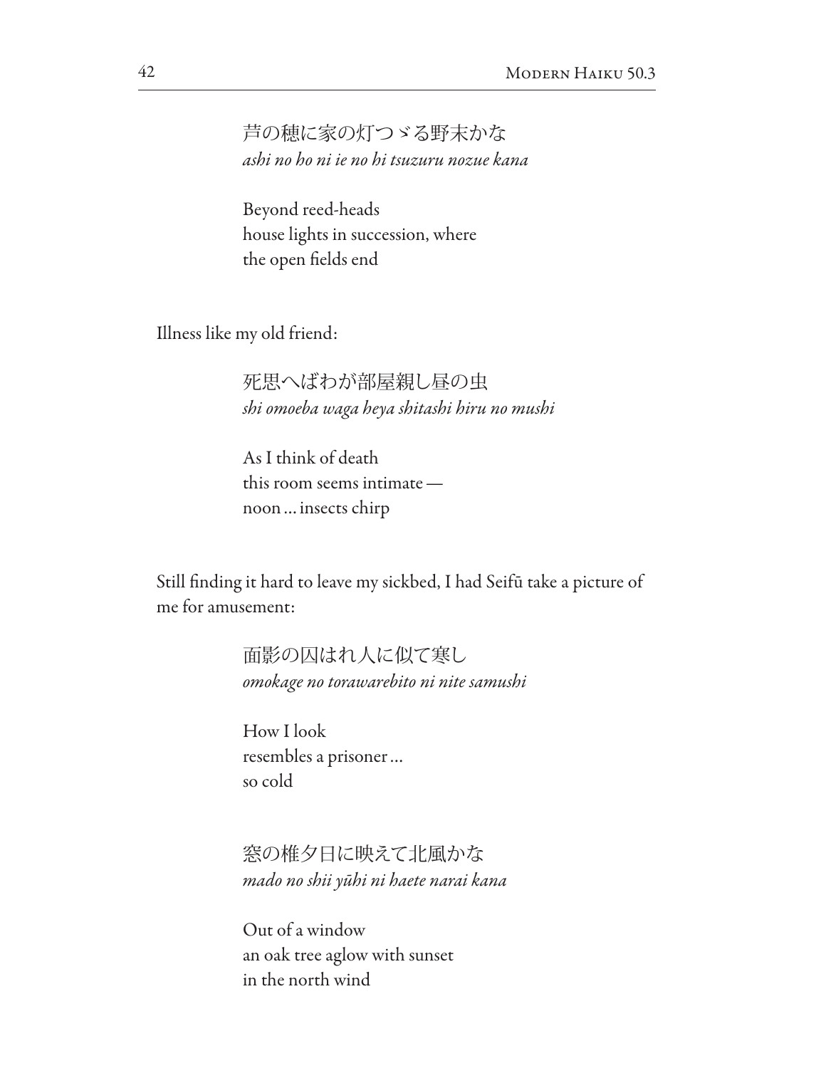芦の穂に家の灯つゞる野末かな
*ashi no ho ni ie no hi tsuzuru nozue kana*

Beyond reed-heads
house lights in succession, where
the open fields end

Illness like my old friend:

死思へばわが部屋親し昼の虫
*shi omoeba waga heya shitashi hiru no mushi*

As I think of death
this room seems intimate —
noon … insects chirp

Still finding it hard to leave my sickbed, I had Seifū take a picture of me for amusement:

面影の囚はれ人に似て寒し
*omokage no torawarebito ni nite samushi*

How I look
resembles a prisoner …
so cold

窓の椎夕日に映えて北風かな
*mado no shii yūhi ni haete narai kana*

Out of a window
an oak tree aglow with sunset
in the north wind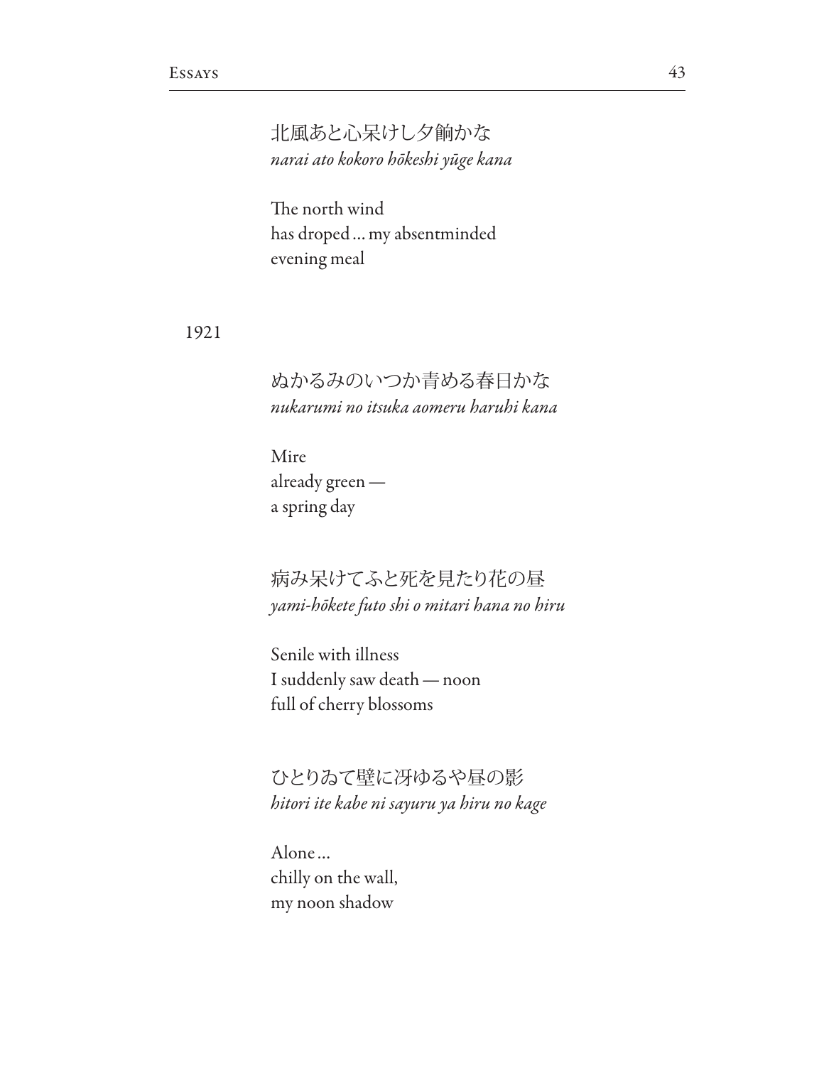北風あと心呆けし夕餉かな
*narai ato kokoro hōkeshi yūge kana*

The north wind
has droped … my absentminded
evening meal

1921

ぬかるみのいつか青める春日かな
*nukarumi no itsuka aomeru haruhi kana*

Mire
already green —
a spring day

病み呆けてふと死を見たり花の昼
*yami-hōkete futo shi o mitari hana no hiru*

Senile with illness
I suddenly saw death — noon
full of cherry blossoms

ひとりゐて壁に冴ゆるや昼の影
*hitori ite kabe ni sayuru ya hiru no kage*

Alone …
chilly on the wall,
my noon shadow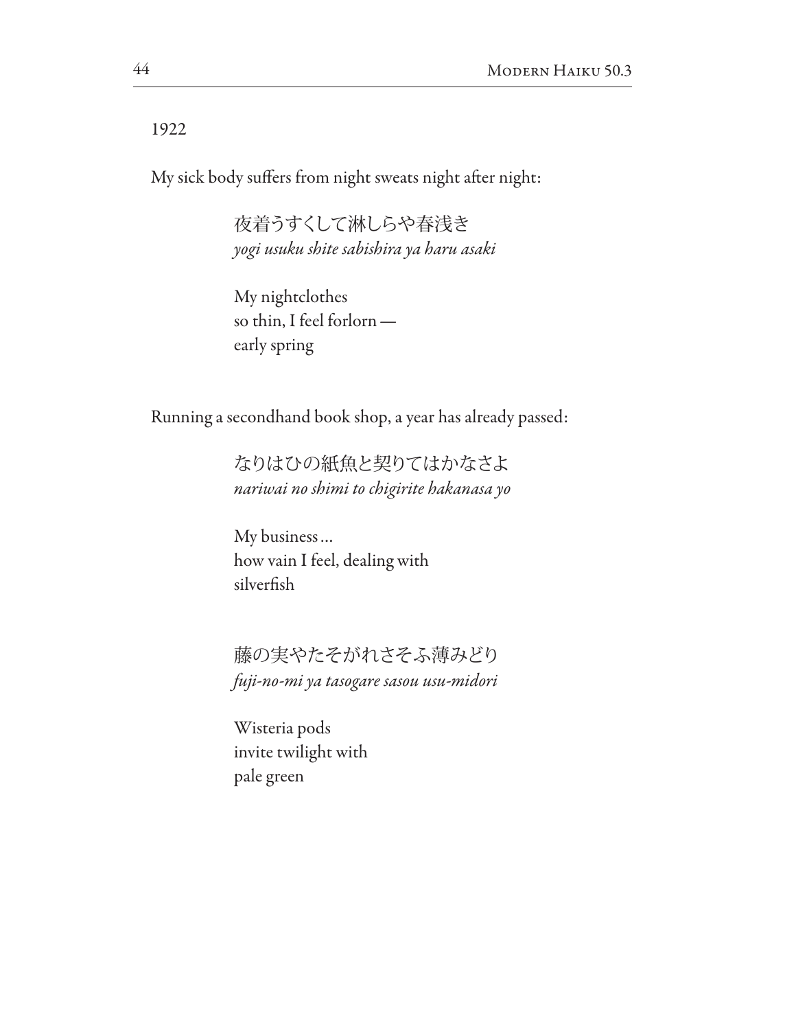1922

My sick body suffers from night sweats night after night:

> 夜着うすくして淋しらや春浅き
> *yogi usuku shite sabishira ya haru asaki*
>
> My nightclothes
> so thin, I feel forlorn —
> early spring

Running a secondhand book shop, a year has already passed:

> なりはひの紙魚と契りてはかなさよ
> *nariwai no shimi to chigirite hakanasa yo*
>
> My business …
> how vain I feel, dealing with
> silverfish

> 藤の実やたそがれさそふ薄みどり
> *fuji-no-mi ya tasogare sasou usu-midori*
>
> Wisteria pods
> invite twilight with
> pale green